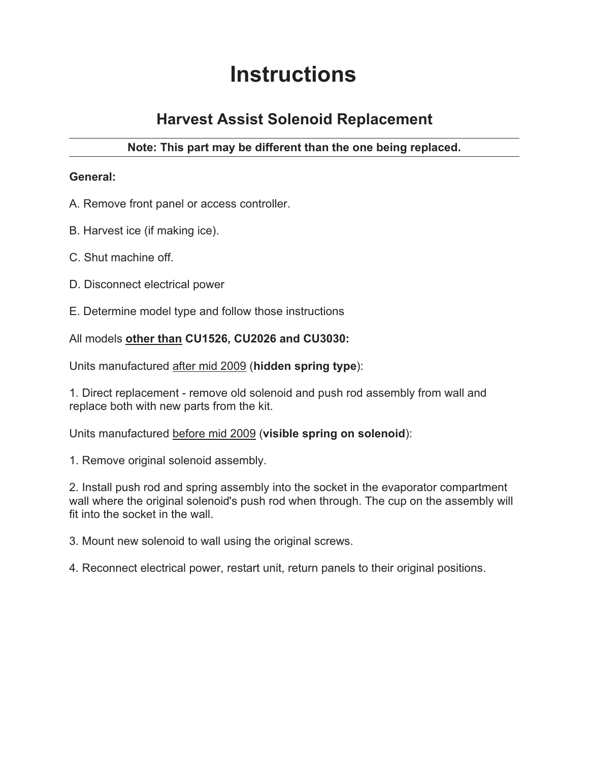# Instructions

## Harvest Assist Solenoid Replacement

---

**Note: This part may be different than the one being replaced.**

---

**General:**

A. Remove front panel or access controller.

B. Harvest ice (if making ice).

C. Shut machine off.

D. Disconnect electrical power

E. Determine model type and follow those instructions

All models <u>**other than**</u> **CU1526, CU2026 and CU3030:**

Units manufactured <u>after mid 2009</u> (**hidden spring type**):

1. Direct replacement - remove old solenoid and push rod assembly from wall and replace both with new parts from the kit.

Units manufactured <u>before mid 2009</u> (**visible spring on solenoid**):

1. Remove original solenoid assembly.

2. Install push rod and spring assembly into the socket in the evaporator compartment wall where the original solenoid's push rod when through. The cup on the assembly will fit into the socket in the wall.

3. Mount new solenoid to wall using the original screws.

4. Reconnect electrical power, restart unit, return panels to their original positions.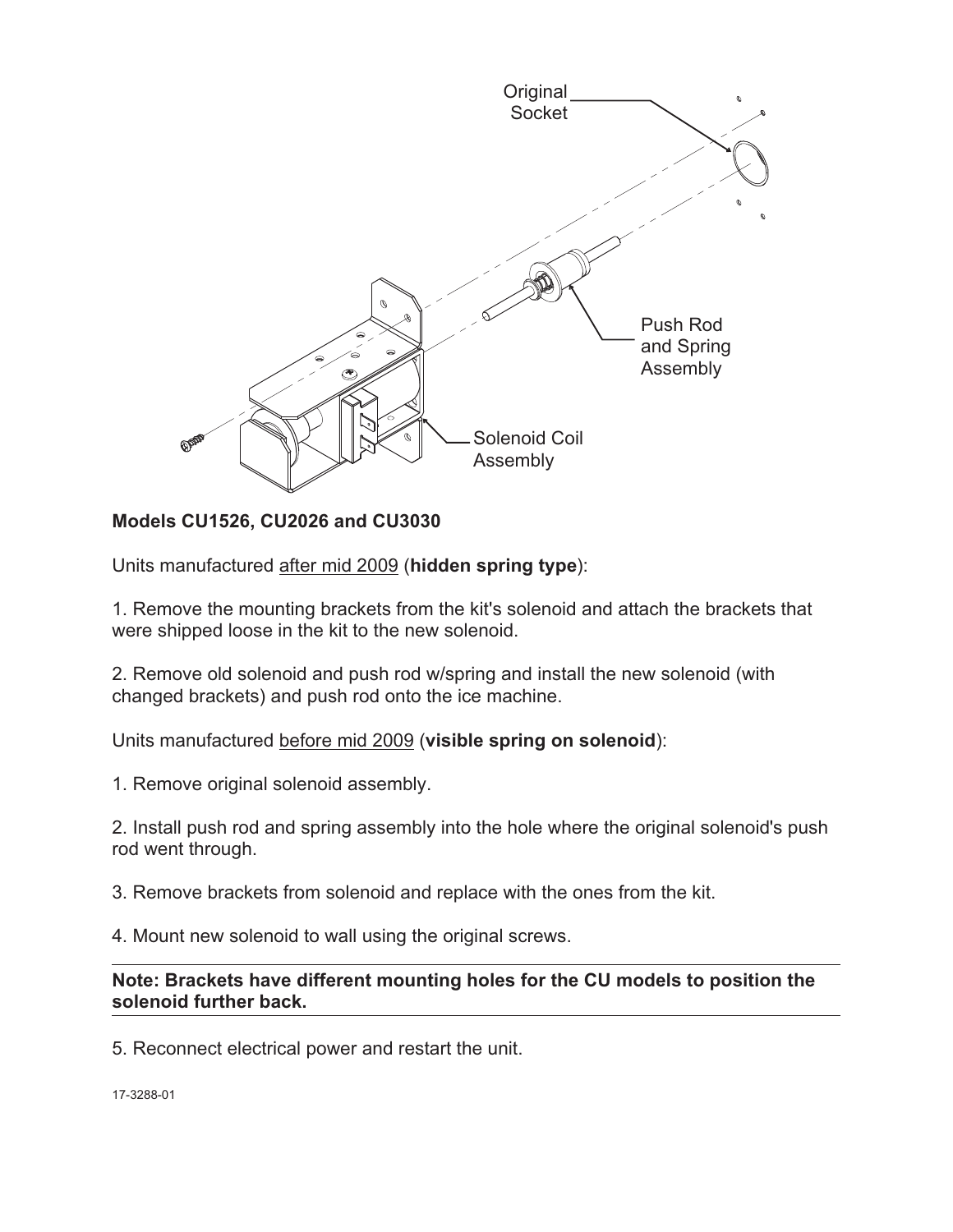Original Socket

Push Rod and Spring Assembly

Solenoid Coil Assembly

**Models CU1526, CU2026 and CU3030**

Units manufactured after mid 2009 (**hidden spring type**):

1. Remove the mounting brackets from the kit's solenoid and attach the brackets that were shipped loose in the kit to the new solenoid.

2. Remove old solenoid and push rod w/spring and install the new solenoid (with changed brackets) and push rod onto the ice machine.

Units manufactured before mid 2009 (**visible spring on solenoid**):

1. Remove original solenoid assembly.

2. Install push rod and spring assembly into the hole where the original solenoid's push rod went through.

3. Remove brackets from solenoid and replace with the ones from the kit.

4. Mount new solenoid to wall using the original screws.

---

**Note: Brackets have different mounting holes for the CU models to position the solenoid further back.**

---

5. Reconnect electrical power and restart the unit.

17-3288-01